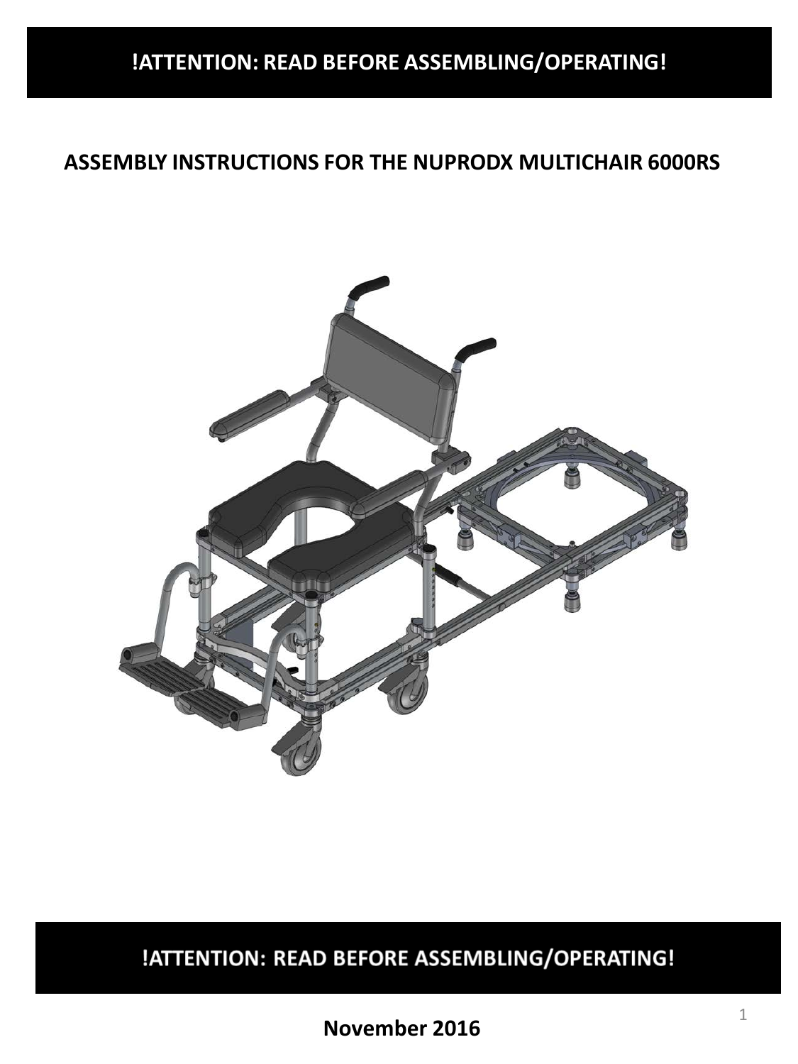**!ATTENTION: READ BEFORE ASSEMBLING/OPERATING!**

# ASSEMBLY INSTRUCTIONS FOR THE NUPRODX MULTICHAIR 6000RS

**!ATTENTION: READ BEFORE ASSEMBLING/OPERATING!**

**November 2016**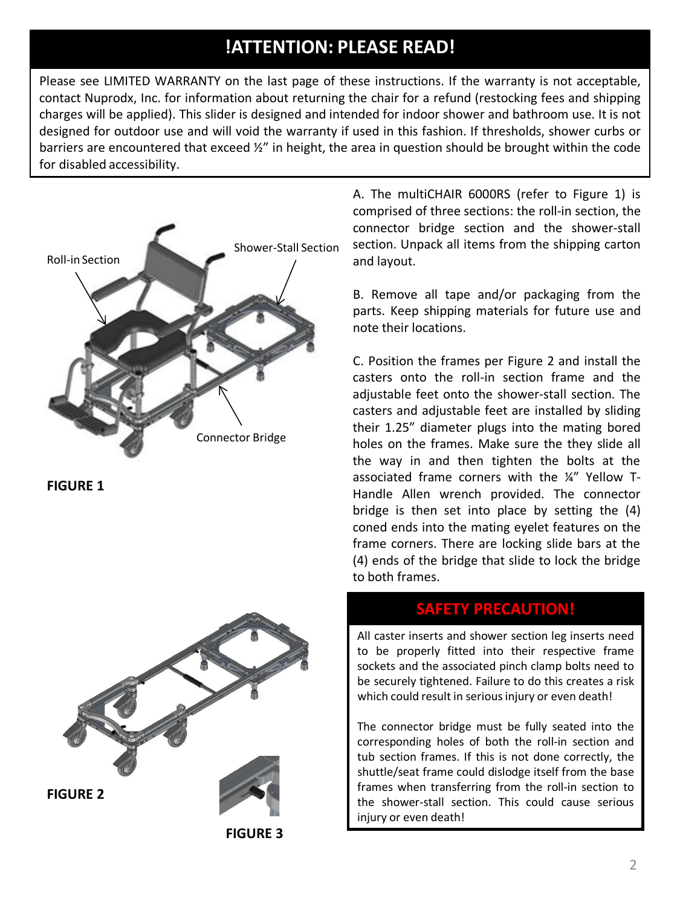## !ATTENTION: PLEASE READ!

Please see LIMITED WARRANTY on the last page of these instructions. If the warranty is not acceptable, contact Nuprodx, Inc. for information about returning the chair for a refund (restocking fees and shipping charges will be applied). This slider is designed and intended for indoor shower and bathroom use. It is not designed for outdoor use and will void the warranty if used in this fashion. If thresholds, shower curbs or barriers are encountered that exceed ½" in height, the area in question should be brought within the code for disabled accessibility.

Roll-in Section

Shower-Stall Section

Connector Bridge

**FIGURE 1**

A. The multiCHAIR 6000RS (refer to Figure 1) is comprised of three sections: the roll-in section, the connector bridge section and the shower-stall section. Unpack all items from the shipping carton and layout.

B. Remove all tape and/or packaging from the parts. Keep shipping materials for future use and note their locations.

C. Position the frames per Figure 2 and install the casters onto the roll-in section frame and the adjustable feet onto the shower-stall section. The casters and adjustable feet are installed by sliding their 1.25" diameter plugs into the mating bored holes on the frames. Make sure the they slide all the way in and then tighten the bolts at the associated frame corners with the ¼" Yellow T-Handle Allen wrench provided. The connector bridge is then set into place by setting the (4) coned ends into the mating eyelet features on the frame corners. There are locking slide bars at the (4) ends of the bridge that slide to lock the bridge to both frames.

**FIGURE 2**

**FIGURE 3**

## SAFETY PRECAUTION!

All caster inserts and shower section leg inserts need to be properly fitted into their respective frame sockets and the associated pinch clamp bolts need to be securely tightened. Failure to do this creates a risk which could result in serious injury or even death!

The connector bridge must be fully seated into the corresponding holes of both the roll-in section and tub section frames. If this is not done correctly, the shuttle/seat frame could dislodge itself from the base frames when transferring from the roll-in section to the shower-stall section. This could cause serious injury or even death!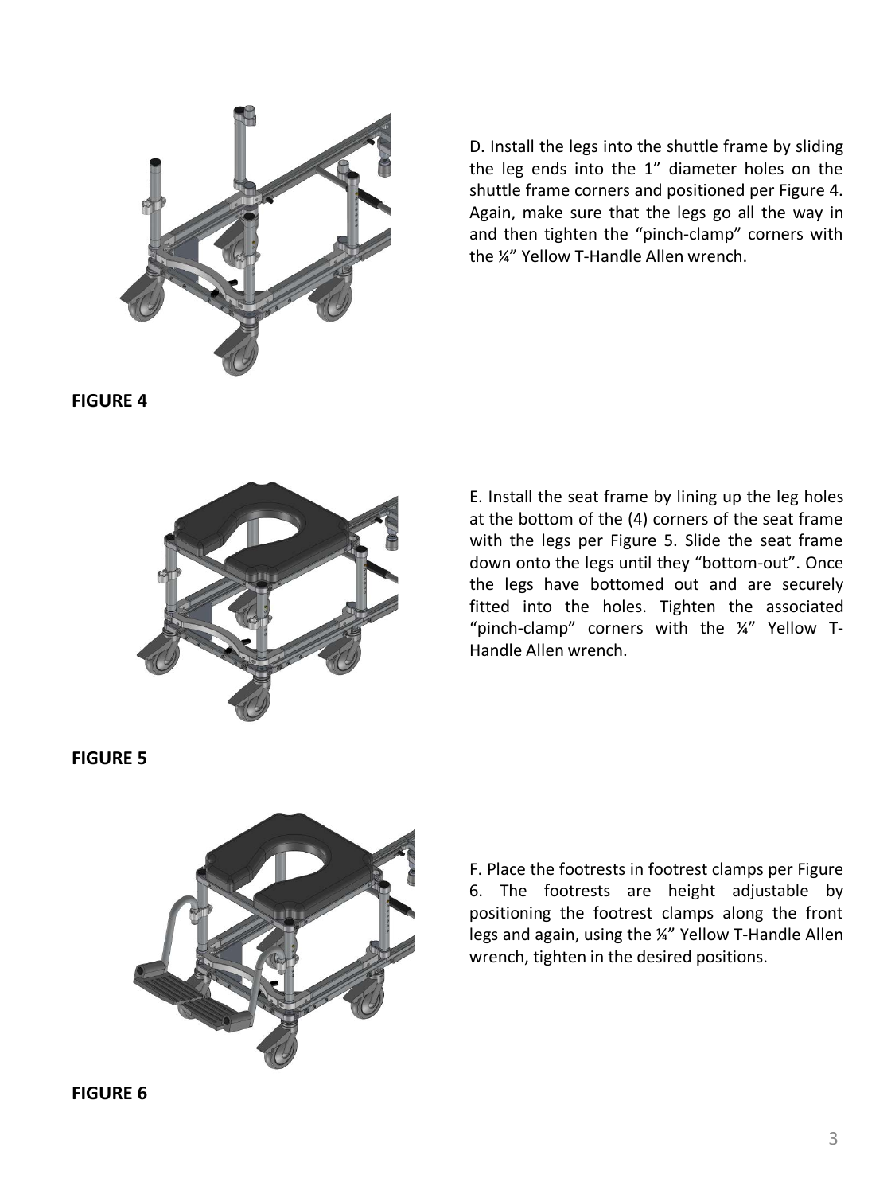D. Install the legs into the shuttle frame by sliding the leg ends into the 1" diameter holes on the shuttle frame corners and positioned per Figure 4. Again, make sure that the legs go all the way in and then tighten the "pinch-clamp" corners with the ¼" Yellow T-Handle Allen wrench.

**FIGURE 4**

E. Install the seat frame by lining up the leg holes at the bottom of the (4) corners of the seat frame with the legs per Figure 5. Slide the seat frame down onto the legs until they "bottom-out". Once the legs have bottomed out and are securely fitted into the holes. Tighten the associated "pinch-clamp" corners with the ¼" Yellow T-Handle Allen wrench.

**FIGURE 5**

F. Place the footrests in footrest clamps per Figure 6. The footrests are height adjustable by positioning the footrest clamps along the front legs and again, using the ¼" Yellow T-Handle Allen wrench, tighten in the desired positions.

**FIGURE 6**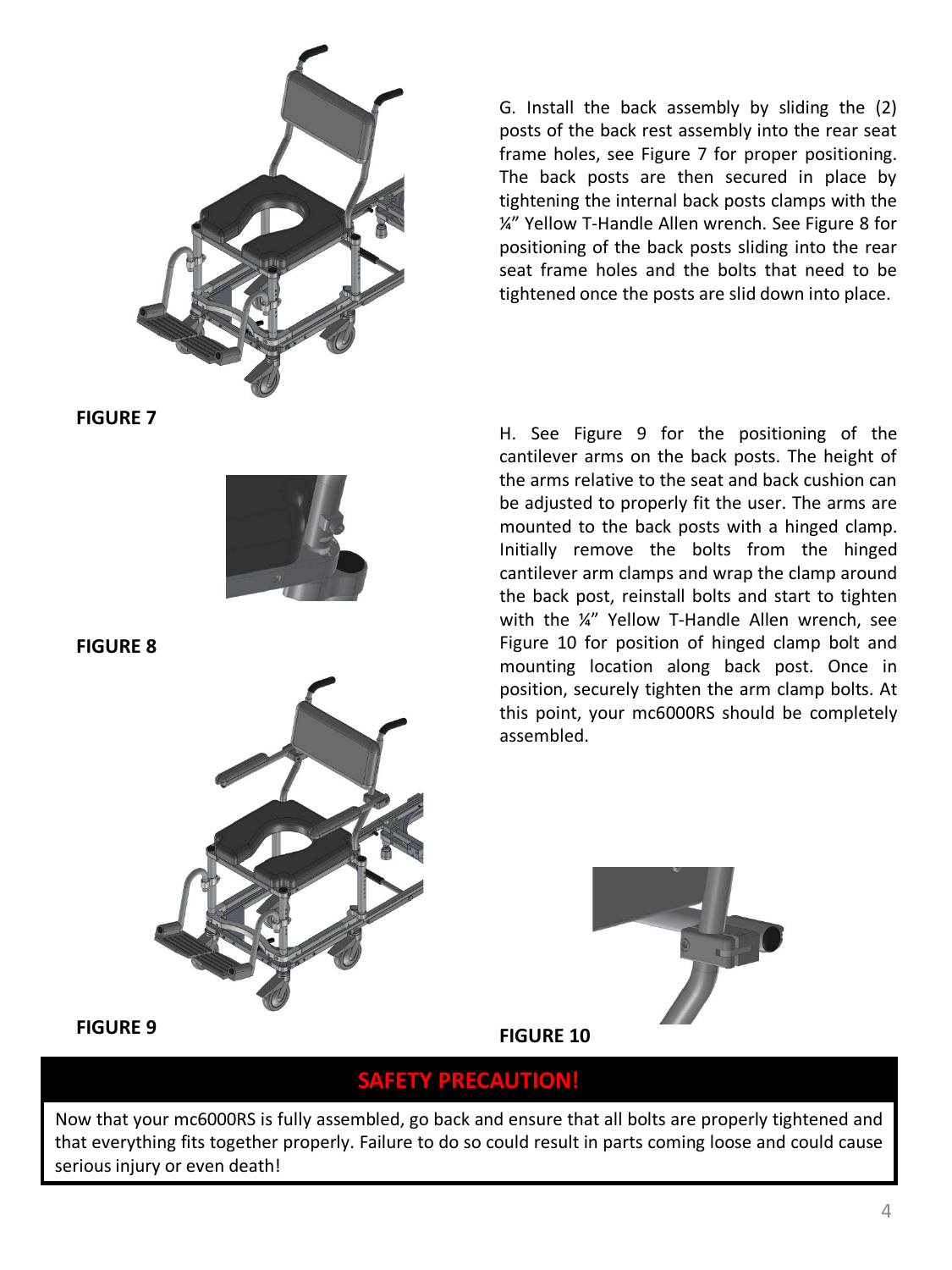G. Install the back assembly by sliding the (2) posts of the back rest assembly into the rear seat frame holes, see Figure 7 for proper positioning. The back posts are then secured in place by tightening the internal back posts clamps with the ¼" Yellow T-Handle Allen wrench. See Figure 8 for positioning of the back posts sliding into the rear seat frame holes and the bolts that need to be tightened once the posts are slid down into place.

**FIGURE 7**

H. See Figure 9 for the positioning of the cantilever arms on the back posts. The height of the arms relative to the seat and back cushion can be adjusted to properly fit the user. The arms are mounted to the back posts with a hinged clamp. Initially remove the bolts from the hinged cantilever arm clamps and wrap the clamp around the back post, reinstall bolts and start to tighten with the ¼" Yellow T-Handle Allen wrench, see Figure 10 for position of hinged clamp bolt and mounting location along back post. Once in position, securely tighten the arm clamp bolts. At this point, your mc6000RS should be completely assembled.

**FIGURE 8**

**FIGURE 9**

**FIGURE 10**

## SAFETY PRECAUTION!

Now that your mc6000RS is fully assembled, go back and ensure that all bolts are properly tightened and that everything fits together properly. Failure to do so could result in parts coming loose and could cause serious injury or even death!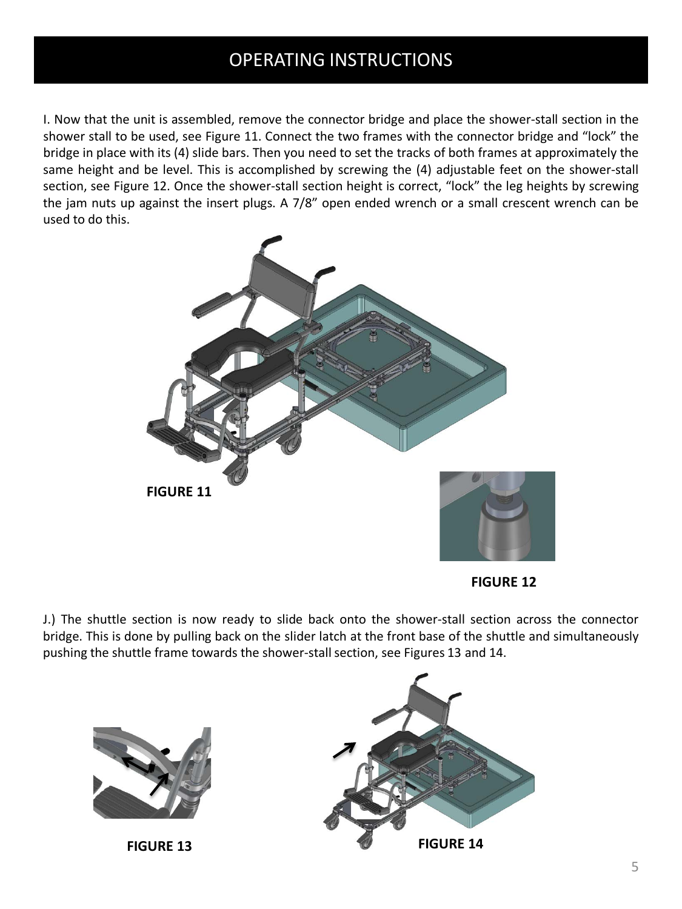# OPERATING INSTRUCTIONS

I. Now that the unit is assembled, remove the connector bridge and place the shower-stall section in the shower stall to be used, see Figure 11. Connect the two frames with the connector bridge and "lock" the bridge in place with its (4) slide bars. Then you need to set the tracks of both frames at approximately the same height and be level. This is accomplished by screwing the (4) adjustable feet on the shower-stall section, see Figure 12. Once the shower-stall section height is correct, "lock" the leg heights by screwing the jam nuts up against the insert plugs. A 7/8" open ended wrench or a small crescent wrench can be used to do this.

**FIGURE 11**

**FIGURE 12**

J.) The shuttle section is now ready to slide back onto the shower-stall section across the connector bridge. This is done by pulling back on the slider latch at the front base of the shuttle and simultaneously pushing the shuttle frame towards the shower-stall section, see Figures 13 and 14.

**FIGURE 13**

**FIGURE 14**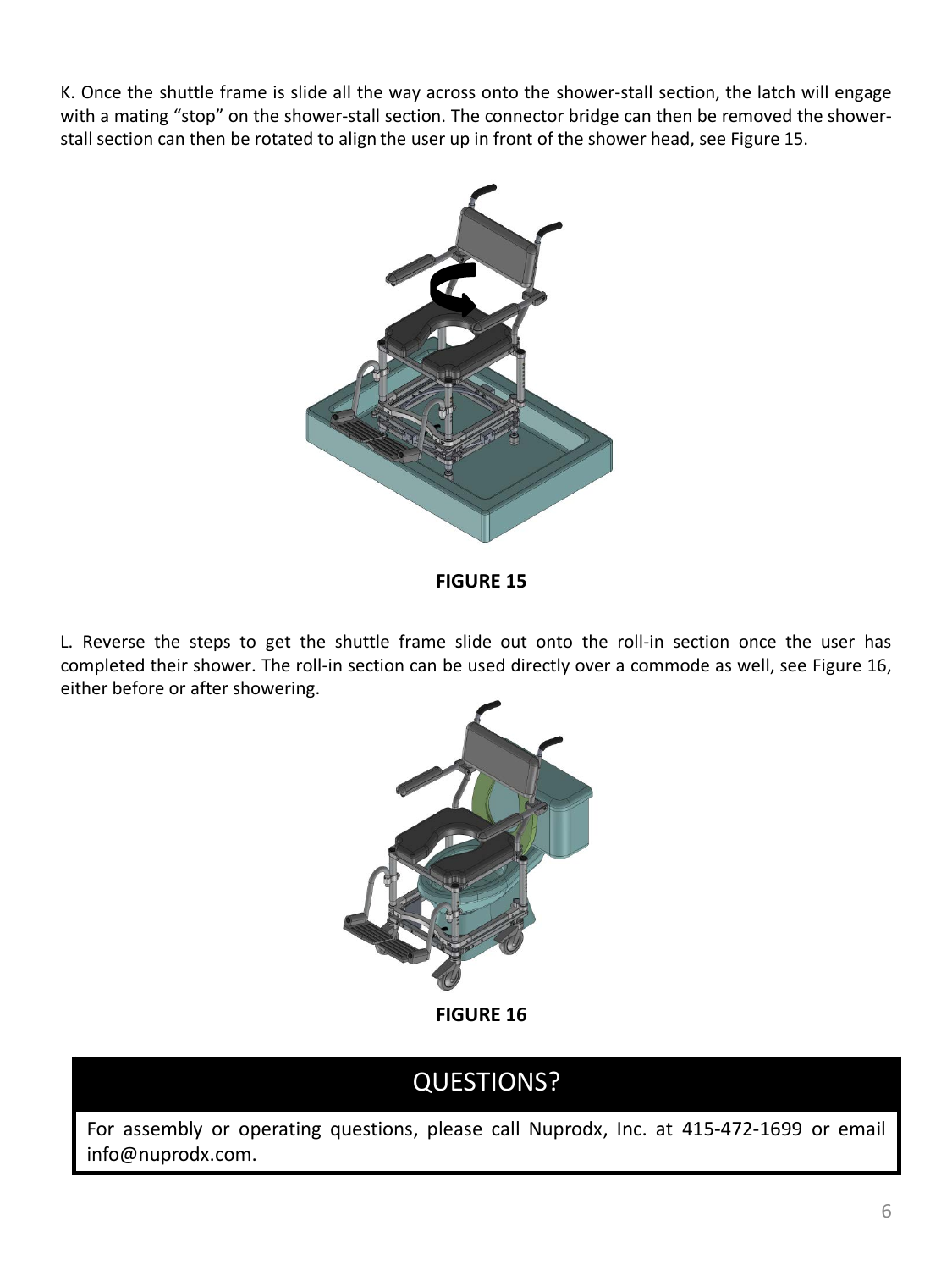K. Once the shuttle frame is slide all the way across onto the shower-stall section, the latch will engage with a mating "stop" on the shower-stall section. The connector bridge can then be removed the shower-stall section can then be rotated to align the user up in front of the shower head, see Figure 15.

**FIGURE 15**

L. Reverse the steps to get the shuttle frame slide out onto the roll-in section once the user has completed their shower. The roll-in section can be used directly over a commode as well, see Figure 16, either before or after showering.

**FIGURE 16**

## QUESTIONS?

For assembly or operating questions, please call Nuprodx, Inc. at 415-472-1699 or email info@nuprodx.com.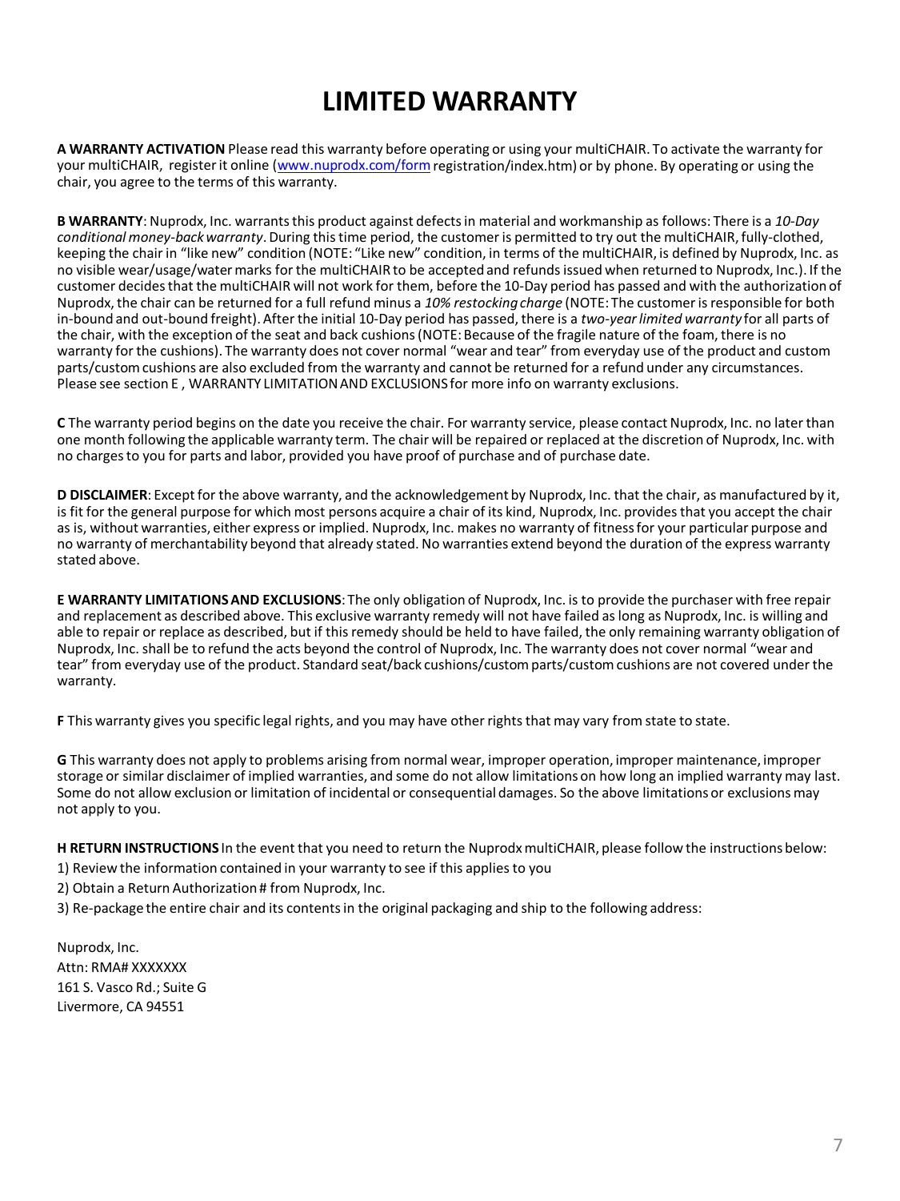# LIMITED WARRANTY

**A WARRANTY ACTIVATION** Please read this warranty before operating or using your multiCHAIR. To activate the warranty for your multiCHAIR, register it online (www.nuprodx.com/form registration/index.htm) or by phone. By operating or using the chair, you agree to the terms of this warranty.

**B WARRANTY**: Nuprodx, Inc. warrants this product against defects in material and workmanship as follows: There is a *10-Day conditional money-back warranty*. During this time period, the customer is permitted to try out the multiCHAIR, fully-clothed, keeping the chair in "like new" condition (NOTE: "Like new" condition, in terms of the multiCHAIR, is defined by Nuprodx, Inc. as no visible wear/usage/water marks for the multiCHAIR to be accepted and refunds issued when returned to Nuprodx, Inc.). If the customer decides that the multiCHAIR will not work for them, before the 10-Day period has passed and with the authorization of Nuprodx, the chair can be returned for a full refund minus a *10% restocking charge* (NOTE: The customer is responsible for both in-bound and out-bound freight). After the initial 10-Day period has passed, there is a *two-year limited warranty* for all parts of the chair, with the exception of the seat and back cushions (NOTE: Because of the fragile nature of the foam, there is no warranty for the cushions). The warranty does not cover normal "wear and tear" from everyday use of the product and custom parts/custom cushions are also excluded from the warranty and cannot be returned for a refund under any circumstances. Please see section E , WARRANTY LIMITATION AND EXCLUSIONS for more info on warranty exclusions.

**C** The warranty period begins on the date you receive the chair. For warranty service, please contact Nuprodx, Inc. no later than one month following the applicable warranty term. The chair will be repaired or replaced at the discretion of Nuprodx, Inc. with no charges to you for parts and labor, provided you have proof of purchase and of purchase date.

**D DISCLAIMER**: Except for the above warranty, and the acknowledgement by Nuprodx, Inc. that the chair, as manufactured by it, is fit for the general purpose for which most persons acquire a chair of its kind, Nuprodx, Inc. provides that you accept the chair as is, without warranties, either express or implied. Nuprodx, Inc. makes no warranty of fitness for your particular purpose and no warranty of merchantability beyond that already stated. No warranties extend beyond the duration of the express warranty stated above.

**E WARRANTY LIMITATIONS AND EXCLUSIONS**: The only obligation of Nuprodx, Inc. is to provide the purchaser with free repair and replacement as described above. This exclusive warranty remedy will not have failed as long as Nuprodx, Inc. is willing and able to repair or replace as described, but if this remedy should be held to have failed, the only remaining warranty obligation of Nuprodx, Inc. shall be to refund the acts beyond the control of Nuprodx, Inc. The warranty does not cover normal "wear and tear" from everyday use of the product. Standard seat/back cushions/custom parts/custom cushions are not covered under the warranty.

**F** This warranty gives you specific legal rights, and you may have other rights that may vary from state to state.

**G** This warranty does not apply to problems arising from normal wear, improper operation, improper maintenance, improper storage or similar disclaimer of implied warranties, and some do not allow limitations on how long an implied warranty may last. Some do not allow exclusion or limitation of incidental or consequential damages. So the above limitations or exclusions may not apply to you.

**H RETURN INSTRUCTIONS** In the event that you need to return the Nuprodx multiCHAIR, please follow the instructions below:

1) Review the information contained in your warranty to see if this applies to you
2) Obtain a Return Authorization # from Nuprodx, Inc.
3) Re-package the entire chair and its contents in the original packaging and ship to the following address:

Nuprodx, Inc.
Attn: RMA# XXXXXXX
161 S. Vasco Rd.; Suite G
Livermore, CA 94551